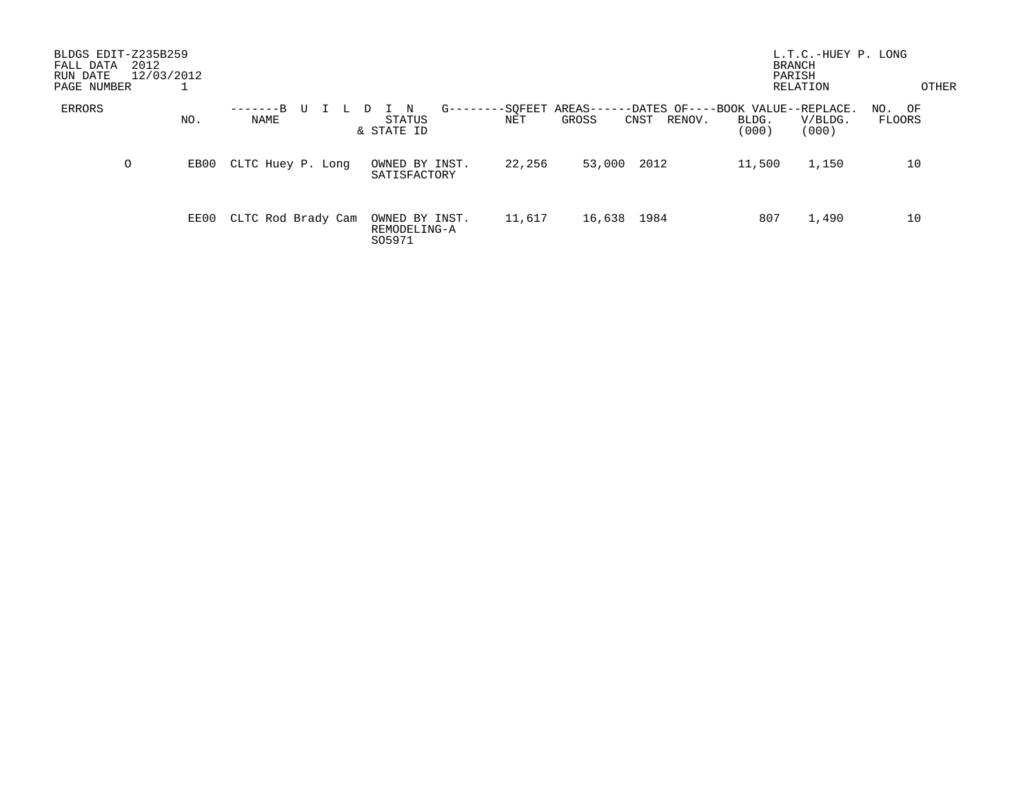BLDGS EDIT-Z235B259
FALL DATA 2012
RUN DATE 12/03/2012
PAGE NUMBER 1

L.T.C.-HUEY P. LONG
BRANCH
PARISH
RELATION

OTHER

| ERRORS | NO. | BUILDING NAME | STATUS & STATE ID | SQFEET AREAS NET | GROSS | DATES OF CNST | RENOV. | BOOK VALUE BLDG. (000) | REPLACE. V/BLDG. (000) | NO. OF FLOORS |
|---|---|---|---|---|---|---|---|---|---|---|
| O | EB00 | CLTC Huey P. Long | OWNED BY INST. SATISFACTORY | 22,256 | 53,000 | 2012 | | 11,500 | 1,150 | 10 |
| | EE00 | CLTC Rod Brady Cam | OWNED BY INST. REMODELING-A S05971 | 11,617 | 16,638 | 1984 | | 807 | 1,490 | 10 |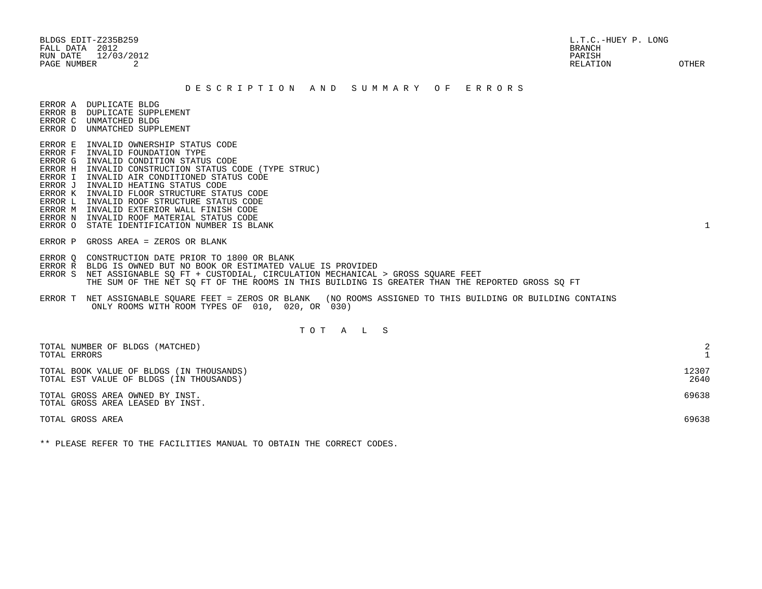BLDGS EDIT-Z235B259
FALL DATA 2012
RUN DATE 12/03/2012
PAGE NUMBER 2

L.T.C.-HUEY P. LONG
BRANCH
PARISH
RELATION OTHER

## D E S C R I P T I O N   A N D   S U M M A R Y   O F   E R R O R S

| | | |
|---|---|---|
| ERROR A | DUPLICATE BLDG | |
| ERROR B | DUPLICATE SUPPLEMENT | |
| ERROR C | UNMATCHED BLDG | |
| ERROR D | UNMATCHED SUPPLEMENT | |
| ERROR E | INVALID OWNERSHIP STATUS CODE | |
| ERROR F | INVALID FOUNDATION TYPE | |
| ERROR G | INVALID CONDITION STATUS CODE | |
| ERROR H | INVALID CONSTRUCTION STATUS CODE (TYPE STRUC) | |
| ERROR I | INVALID AIR CONDITIONED STATUS CODE | |
| ERROR J | INVALID HEATING STATUS CODE | |
| ERROR K | INVALID FLOOR STRUCTURE STATUS CODE | |
| ERROR L | INVALID ROOF STRUCTURE STATUS CODE | |
| ERROR M | INVALID EXTERIOR WALL FINISH CODE | |
| ERROR N | INVALID ROOF MATERIAL STATUS CODE | |
| ERROR O | STATE IDENTIFICATION NUMBER IS BLANK | 1 |
| ERROR P | GROSS AREA = ZEROS OR BLANK | |
| ERROR Q | CONSTRUCTION DATE PRIOR TO 1800 OR BLANK | |
| ERROR R | BLDG IS OWNED BUT NO BOOK OR ESTIMATED VALUE IS PROVIDED | |
| ERROR S | NET ASSIGNABLE SQ FT + CUSTODIAL, CIRCULATION MECHANICAL > GROSS SQUARE FEET<br>THE SUM OF THE NET SQ FT OF THE ROOMS IN THIS BUILDING IS GREATER THAN THE REPORTED GROSS SQ FT | |
| ERROR T | NET ASSIGNABLE SQUARE FEET = ZEROS OR BLANK (NO ROOMS ASSIGNED TO THIS BUILDING OR BUILDING CONTAINS ONLY ROOMS WITH ROOM TYPES OF 010, 020, OR 030) | |

## T O T A L S

| | |
|---|---|
| TOTAL NUMBER OF BLDGS (MATCHED) | 2 |
| TOTAL ERRORS | 1 |
| TOTAL BOOK VALUE OF BLDGS (IN THOUSANDS) | 12307 |
| TOTAL EST VALUE OF BLDGS (IN THOUSANDS) | 2640 |
| TOTAL GROSS AREA OWNED BY INST. | 69638 |
| TOTAL GROSS AREA LEASED BY INST. | |
| TOTAL GROSS AREA | 69638 |

** PLEASE REFER TO THE FACILITIES MANUAL TO OBTAIN THE CORRECT CODES.